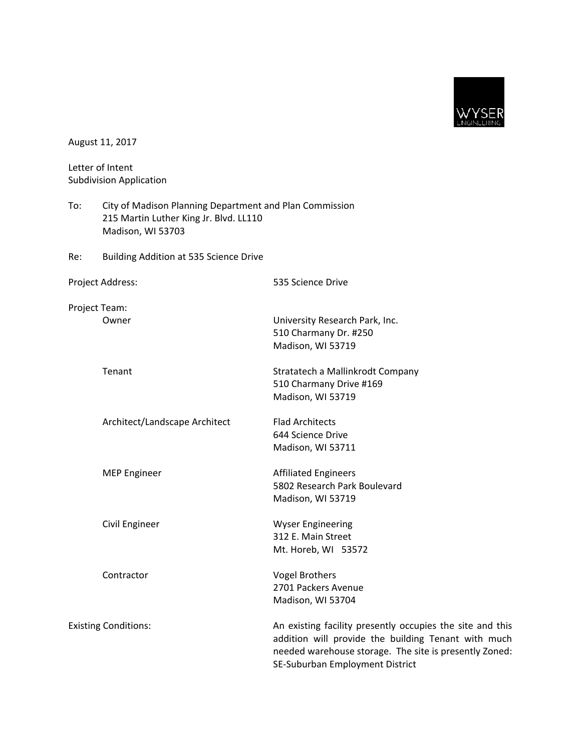WYSER ENGINEERING

August 11, 2017

Letter of Intent
Subdivision Application

To: City of Madison Planning Department and Plan Commission
215 Martin Luther King Jr. Blvd. LL110
Madison, WI 53703

Re: Building Addition at 535 Science Drive

Project Address: 535 Science Drive

Project Team:

| Role | Name / Address |
|---|---|
| Owner | University Research Park, Inc.<br>510 Charmany Dr. #250<br>Madison, WI 53719 |
| Tenant | Stratatech a Mallinkrodt Company<br>510 Charmany Drive #169<br>Madison, WI 53719 |
| Architect/Landscape Architect | Flad Architects<br>644 Science Drive<br>Madison, WI 53711 |
| MEP Engineer | Affiliated Engineers<br>5802 Research Park Boulevard<br>Madison, WI 53719 |
| Civil Engineer | Wyser Engineering<br>312 E. Main Street<br>Mt. Horeb, WI 53572 |
| Contractor | Vogel Brothers<br>2701 Packers Avenue<br>Madison, WI 53704 |

Existing Conditions: An existing facility presently occupies the site and this addition will provide the building Tenant with much needed warehouse storage. The site is presently Zoned: SE-Suburban Employment District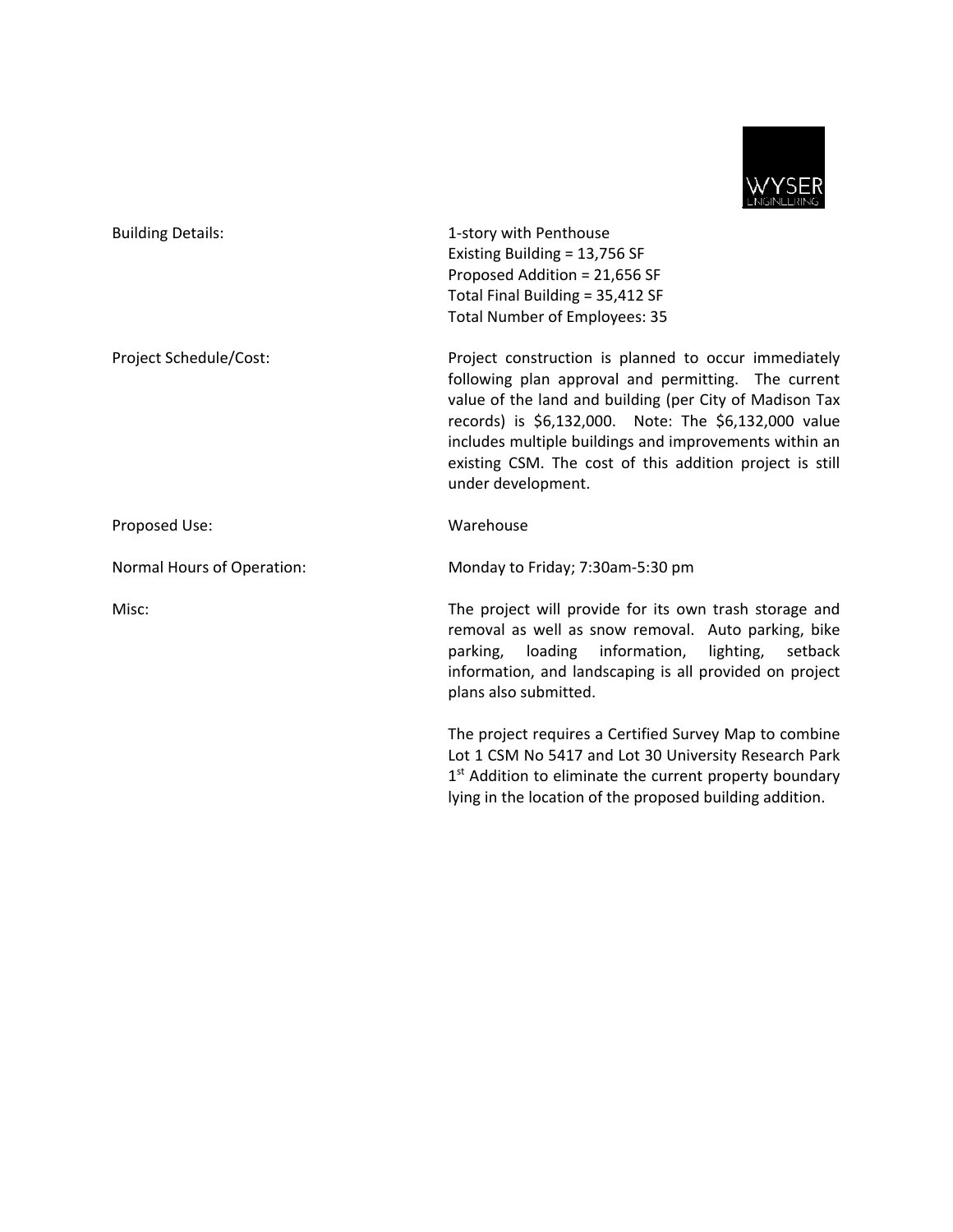| | |
|---|---|
| Building Details: | 1-story with Penthouse<br>Existing Building = 13,756 SF<br>Proposed Addition = 21,656 SF<br>Total Final Building = 35,412 SF<br>Total Number of Employees: 35 |
| Project Schedule/Cost: | Project construction is planned to occur immediately following plan approval and permitting. The current value of the land and building (per City of Madison Tax records) is $6,132,000. Note: The $6,132,000 value includes multiple buildings and improvements within an existing CSM. The cost of this addition project is still under development. |
| Proposed Use: | Warehouse |
| Normal Hours of Operation: | Monday to Friday; 7:30am-5:30 pm |
| Misc: | The project will provide for its own trash storage and removal as well as snow removal. Auto parking, bike parking, loading information, lighting, setback information, and landscaping is all provided on project plans also submitted.<br><br>The project requires a Certified Survey Map to combine Lot 1 CSM No 5417 and Lot 30 University Research Park 1st Addition to eliminate the current property boundary lying in the location of the proposed building addition. |